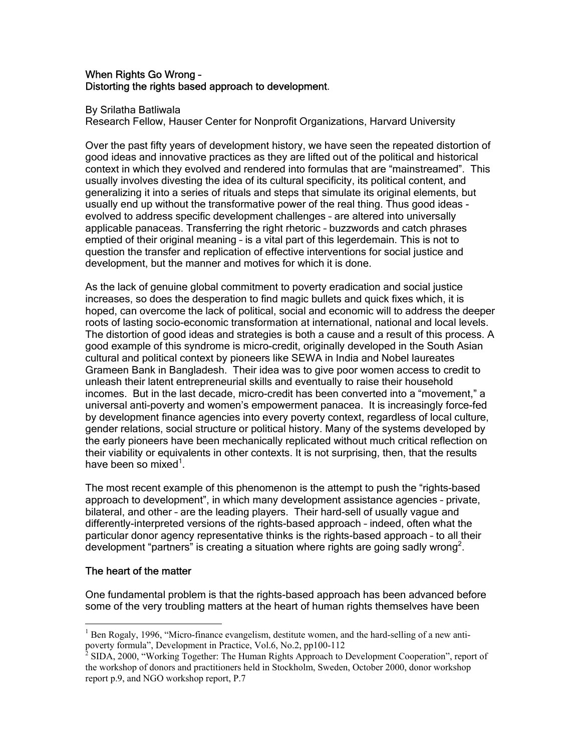# When Rights Go Wrong –
# Distorting the rights based approach to development.

By Srilatha Batliwala
Research Fellow, Hauser Center for Nonprofit Organizations, Harvard University

Over the past fifty years of development history, we have seen the repeated distortion of good ideas and innovative practices as they are lifted out of the political and historical context in which they evolved and rendered into formulas that are "mainstreamed". This usually involves divesting the idea of its cultural specificity, its political content, and generalizing it into a series of rituals and steps that simulate its original elements, but usually end up without the transformative power of the real thing. Thus good ideas – evolved to address specific development challenges – are altered into universally applicable panaceas. Transferring the right rhetoric – buzzwords and catch phrases emptied of their original meaning – is a vital part of this legerdemain. This is not to question the transfer and replication of effective interventions for social justice and development, but the manner and motives for which it is done.

As the lack of genuine global commitment to poverty eradication and social justice increases, so does the desperation to find magic bullets and quick fixes which, it is hoped, can overcome the lack of political, social and economic will to address the deeper roots of lasting socio-economic transformation at international, national and local levels. The distortion of good ideas and strategies is both a cause and a result of this process. A good example of this syndrome is micro-credit, originally developed in the South Asian cultural and political context by pioneers like SEWA in India and Nobel laureates Grameen Bank in Bangladesh. Their idea was to give poor women access to credit to unleash their latent entrepreneurial skills and eventually to raise their household incomes. But in the last decade, micro-credit has been converted into a "movement," a universal anti-poverty and women's empowerment panacea. It is increasingly force-fed by development finance agencies into every poverty context, regardless of local culture, gender relations, social structure or political history. Many of the systems developed by the early pioneers have been mechanically replicated without much critical reflection on their viability or equivalents in other contexts. It is not surprising, then, that the results have been so mixed[1].

The most recent example of this phenomenon is the attempt to push the "rights-based approach to development", in which many development assistance agencies – private, bilateral, and other – are the leading players. Their hard-sell of usually vague and differently-interpreted versions of the rights-based approach – indeed, often what the particular donor agency representative thinks is the rights-based approach – to all their development "partners" is creating a situation where rights are going sadly wrong[2].

## The heart of the matter

One fundamental problem is that the rights-based approach has been advanced before some of the very troubling matters at the heart of human rights themselves have been

---

[1] Ben Rogaly, 1996, "Micro-finance evangelism, destitute women, and the hard-selling of a new anti-poverty formula", Development in Practice, Vol.6, No.2, pp100-112

[2] SIDA, 2000, "Working Together: The Human Rights Approach to Development Cooperation", report of the workshop of donors and practitioners held in Stockholm, Sweden, October 2000, donor workshop report p.9, and NGO workshop report, P.7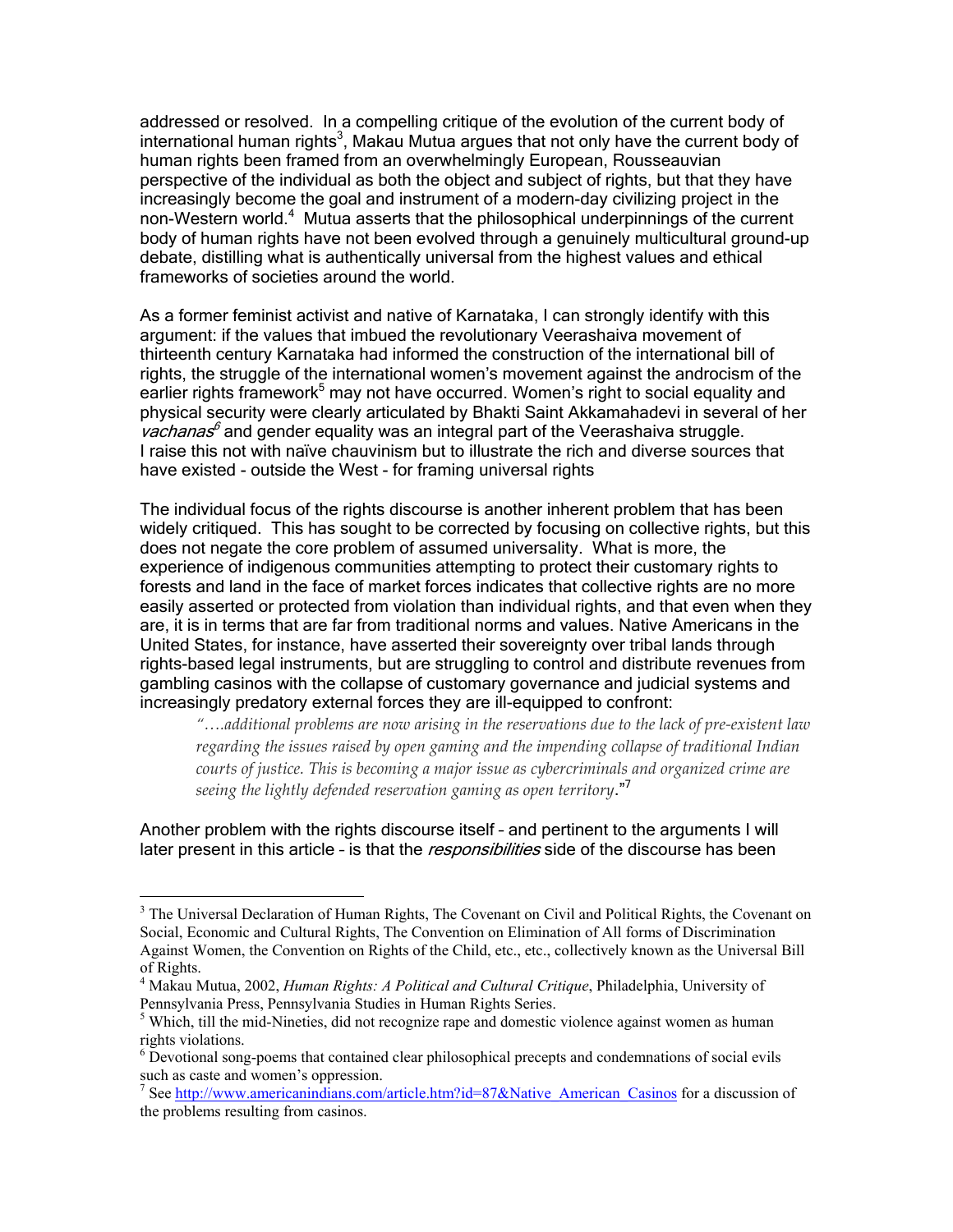addressed or resolved. In a compelling critique of the evolution of the current body of international human rights[3], Makau Mutua argues that not only have the current body of human rights been framed from an overwhelmingly European, Rousseauvian perspective of the individual as both the object and subject of rights, but that they have increasingly become the goal and instrument of a modern-day civilizing project in the non-Western world.[4] Mutua asserts that the philosophical underpinnings of the current body of human rights have not been evolved through a genuinely multicultural ground-up debate, distilling what is authentically universal from the highest values and ethical frameworks of societies around the world.

As a former feminist activist and native of Karnataka, I can strongly identify with this argument: if the values that imbued the revolutionary Veerashaiva movement of thirteenth century Karnataka had informed the construction of the international bill of rights, the struggle of the international women's movement against the androcism of the earlier rights framework[5] may not have occurred. Women's right to social equality and physical security were clearly articulated by Bhakti Saint Akkamahadevi in several of her *vachanas*[6] and gender equality was an integral part of the Veerashaiva struggle. I raise this not with naïve chauvinism but to illustrate the rich and diverse sources that have existed – outside the West – for framing universal rights

The individual focus of the rights discourse is another inherent problem that has been widely critiqued. This has sought to be corrected by focusing on collective rights, but this does not negate the core problem of assumed universality. What is more, the experience of indigenous communities attempting to protect their customary rights to forests and land in the face of market forces indicates that collective rights are no more easily asserted or protected from violation than individual rights, and that even when they are, it is in terms that are far from traditional norms and values. Native Americans in the United States, for instance, have asserted their sovereignty over tribal lands through rights-based legal instruments, but are struggling to control and distribute revenues from gambling casinos with the collapse of customary governance and judicial systems and increasingly predatory external forces they are ill-equipped to confront:

> *"….additional problems are now arising in the reservations due to the lack of pre-existent law regarding the issues raised by open gaming and the impending collapse of traditional Indian courts of justice. This is becoming a major issue as cybercriminals and organized crime are seeing the lightly defended reservation gaming as open territory*."[7]

Another problem with the rights discourse itself – and pertinent to the arguments I will later present in this article – is that the *responsibilities* side of the discourse has been

---

[3] The Universal Declaration of Human Rights, The Covenant on Civil and Political Rights, the Covenant on Social, Economic and Cultural Rights, The Convention on Elimination of All forms of Discrimination Against Women, the Convention on Rights of the Child, etc., etc., collectively known as the Universal Bill of Rights.

[4] Makau Mutua, 2002, *Human Rights: A Political and Cultural Critique*, Philadelphia, University of Pennsylvania Press, Pennsylvania Studies in Human Rights Series.

[5] Which, till the mid-Nineties, did not recognize rape and domestic violence against women as human rights violations.

[6] Devotional song-poems that contained clear philosophical precepts and condemnations of social evils such as caste and women's oppression.

[7] See http://www.americanindians.com/article.htm?id=87&Native_American_Casinos for a discussion of the problems resulting from casinos.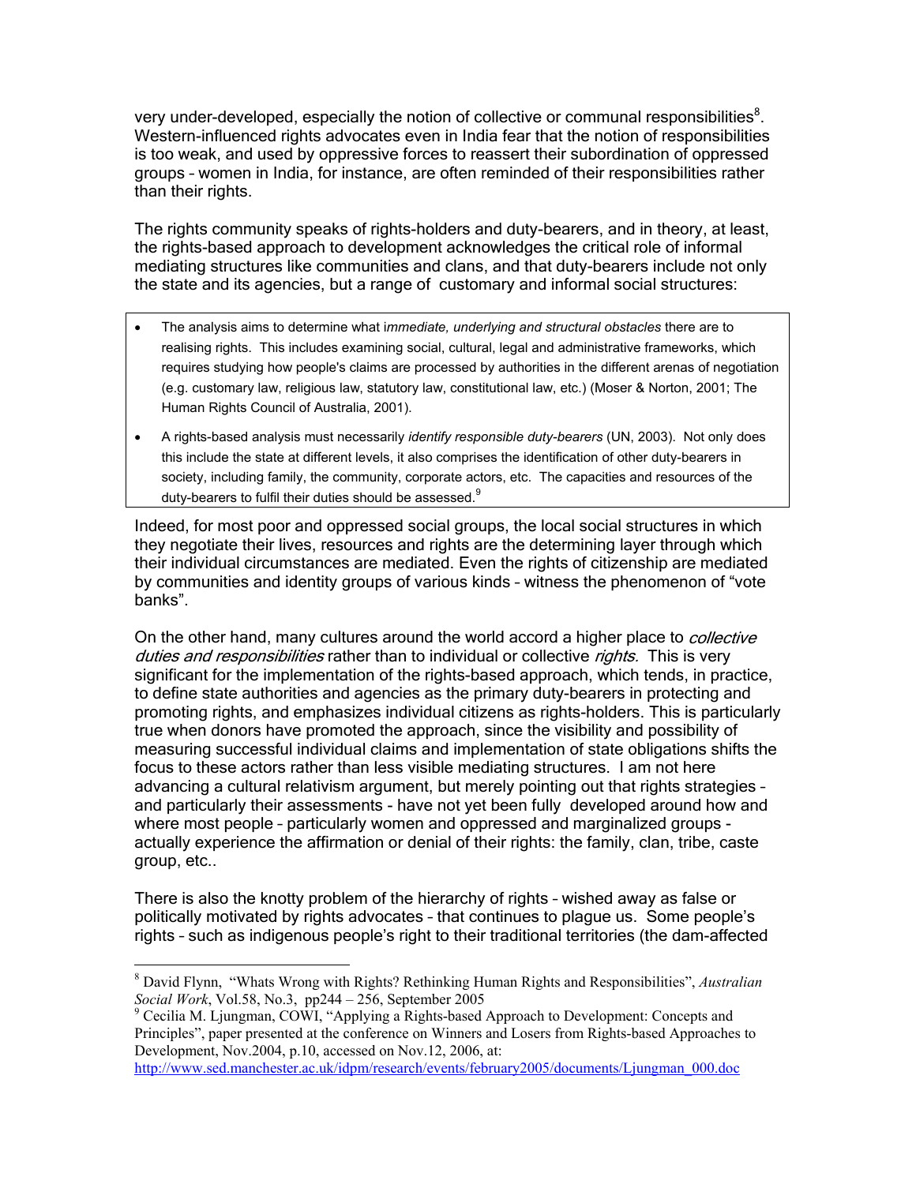very under-developed, especially the notion of collective or communal responsibilities[8]. Western-influenced rights advocates even in India fear that the notion of responsibilities is too weak, and used by oppressive forces to reassert their subordination of oppressed groups – women in India, for instance, are often reminded of their responsibilities rather than their rights.

The rights community speaks of rights-holders and duty-bearers, and in theory, at least, the rights-based approach to development acknowledges the critical role of informal mediating structures like communities and clans, and that duty-bearers include not only the state and its agencies, but a range of customary and informal social structures:

> - The analysis aims to determine what *immediate, underlying and structural obstacles* there are to realising rights. This includes examining social, cultural, legal and administrative frameworks, which requires studying how people's claims are processed by authorities in the different arenas of negotiation (e.g. customary law, religious law, statutory law, constitutional law, etc.) (Moser & Norton, 2001; The Human Rights Council of Australia, 2001).
> - A rights-based analysis must necessarily *identify responsible duty-bearers* (UN, 2003). Not only does this include the state at different levels, it also comprises the identification of other duty-bearers in society, including family, the community, corporate actors, etc. The capacities and resources of the duty-bearers to fulfil their duties should be assessed.[9]

Indeed, for most poor and oppressed social groups, the local social structures in which they negotiate their lives, resources and rights are the determining layer through which their individual circumstances are mediated. Even the rights of citizenship are mediated by communities and identity groups of various kinds – witness the phenomenon of "vote banks".

On the other hand, many cultures around the world accord a higher place to *collective duties and responsibilities* rather than to individual or collective *rights*. This is very significant for the implementation of the rights-based approach, which tends, in practice, to define state authorities and agencies as the primary duty-bearers in protecting and promoting rights, and emphasizes individual citizens as rights-holders. This is particularly true when donors have promoted the approach, since the visibility and possibility of measuring successful individual claims and implementation of state obligations shifts the focus to these actors rather than less visible mediating structures. I am not here advancing a cultural relativism argument, but merely pointing out that rights strategies – and particularly their assessments - have not yet been fully developed around how and where most people – particularly women and oppressed and marginalized groups - actually experience the affirmation or denial of their rights: the family, clan, tribe, caste group, etc..

There is also the knotty problem of the hierarchy of rights – wished away as false or politically motivated by rights advocates – that continues to plague us. Some people's rights – such as indigenous people's right to their traditional territories (the dam-affected

---

[8] David Flynn, "Whats Wrong with Rights? Rethinking Human Rights and Responsibilities", *Australian Social Work*, Vol.58, No.3, pp244 – 256, September 2005

[9] Cecilia M. Ljungman, COWI, "Applying a Rights-based Approach to Development: Concepts and Principles", paper presented at the conference on Winners and Losers from Rights-based Approaches to Development, Nov.2004, p.10, accessed on Nov.12, 2006, at: http://www.sed.manchester.ac.uk/idpm/research/events/february2005/documents/Ljungman_000.doc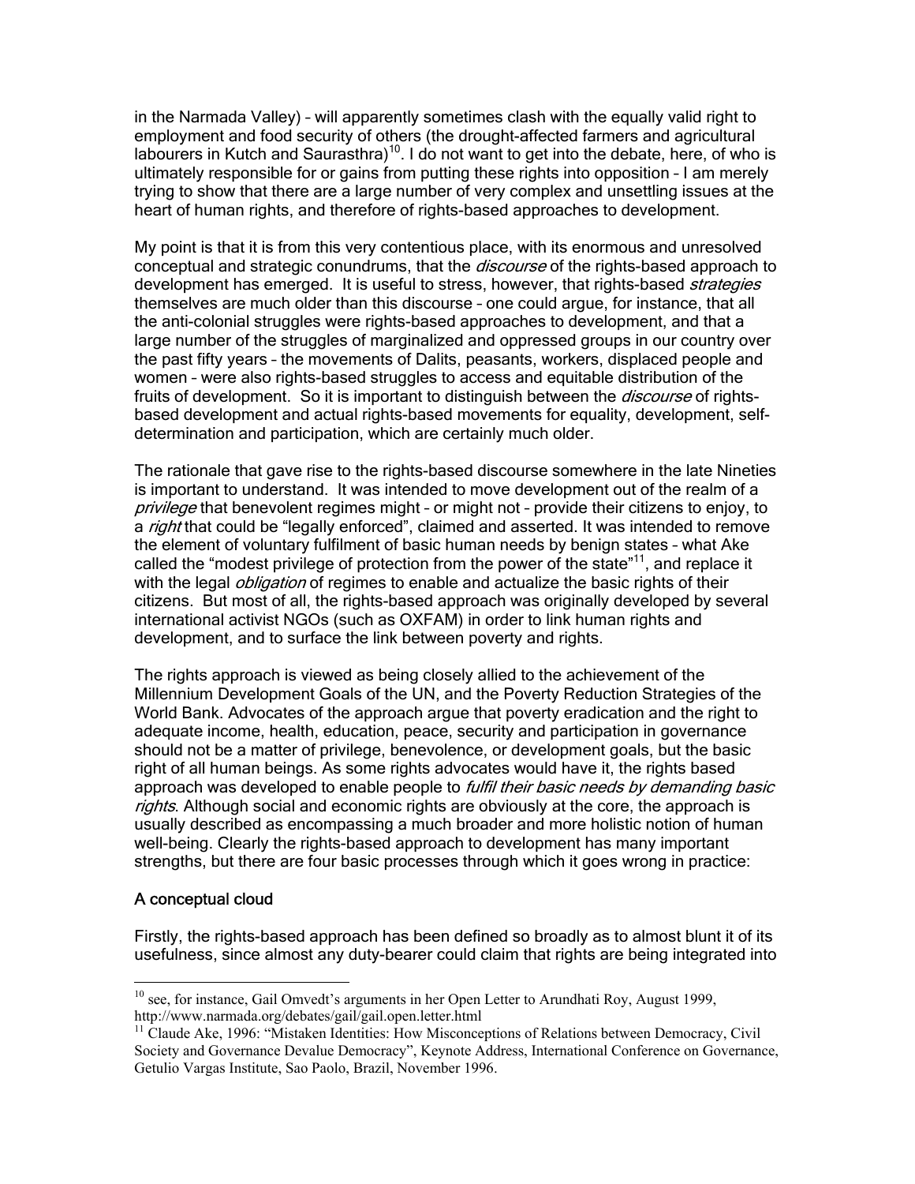in the Narmada Valley) – will apparently sometimes clash with the equally valid right to employment and food security of others (the drought-affected farmers and agricultural labourers in Kutch and Saurasthra)[10]. I do not want to get into the debate, here, of who is ultimately responsible for or gains from putting these rights into opposition – I am merely trying to show that there are a large number of very complex and unsettling issues at the heart of human rights, and therefore of rights-based approaches to development.

My point is that it is from this very contentious place, with its enormous and unresolved conceptual and strategic conundrums, that the *discourse* of the rights-based approach to development has emerged. It is useful to stress, however, that rights-based *strategies* themselves are much older than this discourse – one could argue, for instance, that all the anti-colonial struggles were rights-based approaches to development, and that a large number of the struggles of marginalized and oppressed groups in our country over the past fifty years – the movements of Dalits, peasants, workers, displaced people and women – were also rights-based struggles to access and equitable distribution of the fruits of development. So it is important to distinguish between the *discourse* of rights-based development and actual rights-based movements for equality, development, self-determination and participation, which are certainly much older.

The rationale that gave rise to the rights-based discourse somewhere in the late Nineties is important to understand. It was intended to move development out of the realm of a *privilege* that benevolent regimes might – or might not – provide their citizens to enjoy, to a *right* that could be "legally enforced", claimed and asserted. It was intended to remove the element of voluntary fulfilment of basic human needs by benign states – what Ake called the "modest privilege of protection from the power of the state"[11], and replace it with the legal *obligation* of regimes to enable and actualize the basic rights of their citizens. But most of all, the rights-based approach was originally developed by several international activist NGOs (such as OXFAM) in order to link human rights and development, and to surface the link between poverty and rights.

The rights approach is viewed as being closely allied to the achievement of the Millennium Development Goals of the UN, and the Poverty Reduction Strategies of the World Bank. Advocates of the approach argue that poverty eradication and the right to adequate income, health, education, peace, security and participation in governance should not be a matter of privilege, benevolence, or development goals, but the basic right of all human beings. As some rights advocates would have it, the rights based approach was developed to enable people to *fulfil their basic needs by demanding basic rights*. Although social and economic rights are obviously at the core, the approach is usually described as encompassing a much broader and more holistic notion of human well-being. Clearly the rights-based approach to development has many important strengths, but there are four basic processes through which it goes wrong in practice:

### A conceptual cloud

Firstly, the rights-based approach has been defined so broadly as to almost blunt it of its usefulness, since almost any duty-bearer could claim that rights are being integrated into

---

[10] see, for instance, Gail Omvedt's arguments in her Open Letter to Arundhati Roy, August 1999, http://www.narmada.org/debates/gail/gail.open.letter.html

[11] Claude Ake, 1996: "Mistaken Identities: How Misconceptions of Relations between Democracy, Civil Society and Governance Devalue Democracy", Keynote Address, International Conference on Governance, Getulio Vargas Institute, Sao Paolo, Brazil, November 1996.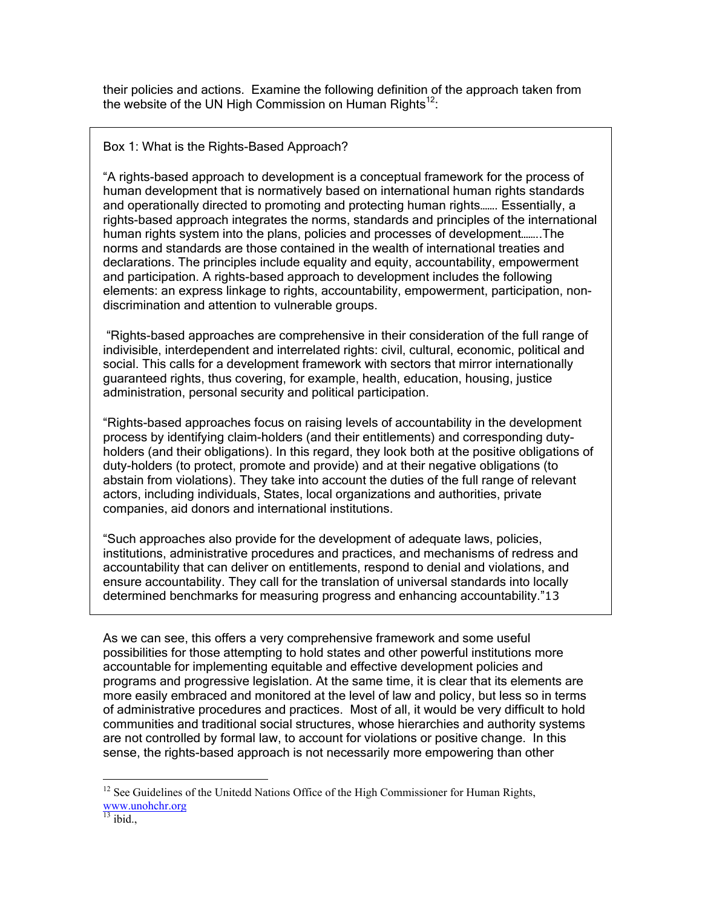their policies and actions. Examine the following definition of the approach taken from the website of the UN High Commission on Human Rights[12]:

> Box 1: What is the Rights-Based Approach?
>
> "A rights-based approach to development is a conceptual framework for the process of human development that is normatively based on international human rights standards and operationally directed to promoting and protecting human rights……. Essentially, a rights-based approach integrates the norms, standards and principles of the international human rights system into the plans, policies and processes of development……..The norms and standards are those contained in the wealth of international treaties and declarations. The principles include equality and equity, accountability, empowerment and participation. A rights-based approach to development includes the following elements: an express linkage to rights, accountability, empowerment, participation, non-discrimination and attention to vulnerable groups.
>
> "Rights-based approaches are comprehensive in their consideration of the full range of indivisible, interdependent and interrelated rights: civil, cultural, economic, political and social. This calls for a development framework with sectors that mirror internationally guaranteed rights, thus covering, for example, health, education, housing, justice administration, personal security and political participation.
>
> "Rights-based approaches focus on raising levels of accountability in the development process by identifying claim-holders (and their entitlements) and corresponding duty-holders (and their obligations). In this regard, they look both at the positive obligations of duty-holders (to protect, promote and provide) and at their negative obligations (to abstain from violations). They take into account the duties of the full range of relevant actors, including individuals, States, local organizations and authorities, private companies, aid donors and international institutions.
>
> "Such approaches also provide for the development of adequate laws, policies, institutions, administrative procedures and practices, and mechanisms of redress and accountability that can deliver on entitlements, respond to denial and violations, and ensure accountability. They call for the translation of universal standards into locally determined benchmarks for measuring progress and enhancing accountability."[13]

As we can see, this offers a very comprehensive framework and some useful possibilities for those attempting to hold states and other powerful institutions more accountable for implementing equitable and effective development policies and programs and progressive legislation. At the same time, it is clear that its elements are more easily embraced and monitored at the level of law and policy, but less so in terms of administrative procedures and practices. Most of all, it would be very difficult to hold communities and traditional social structures, whose hierarchies and authority systems are not controlled by formal law, to account for violations or positive change. In this sense, the rights-based approach is not necessarily more empowering than other

---

[12] See Guidelines of the Unitedd Nations Office of the High Commissioner for Human Rights, www.unohchr.org

[13] ibid.,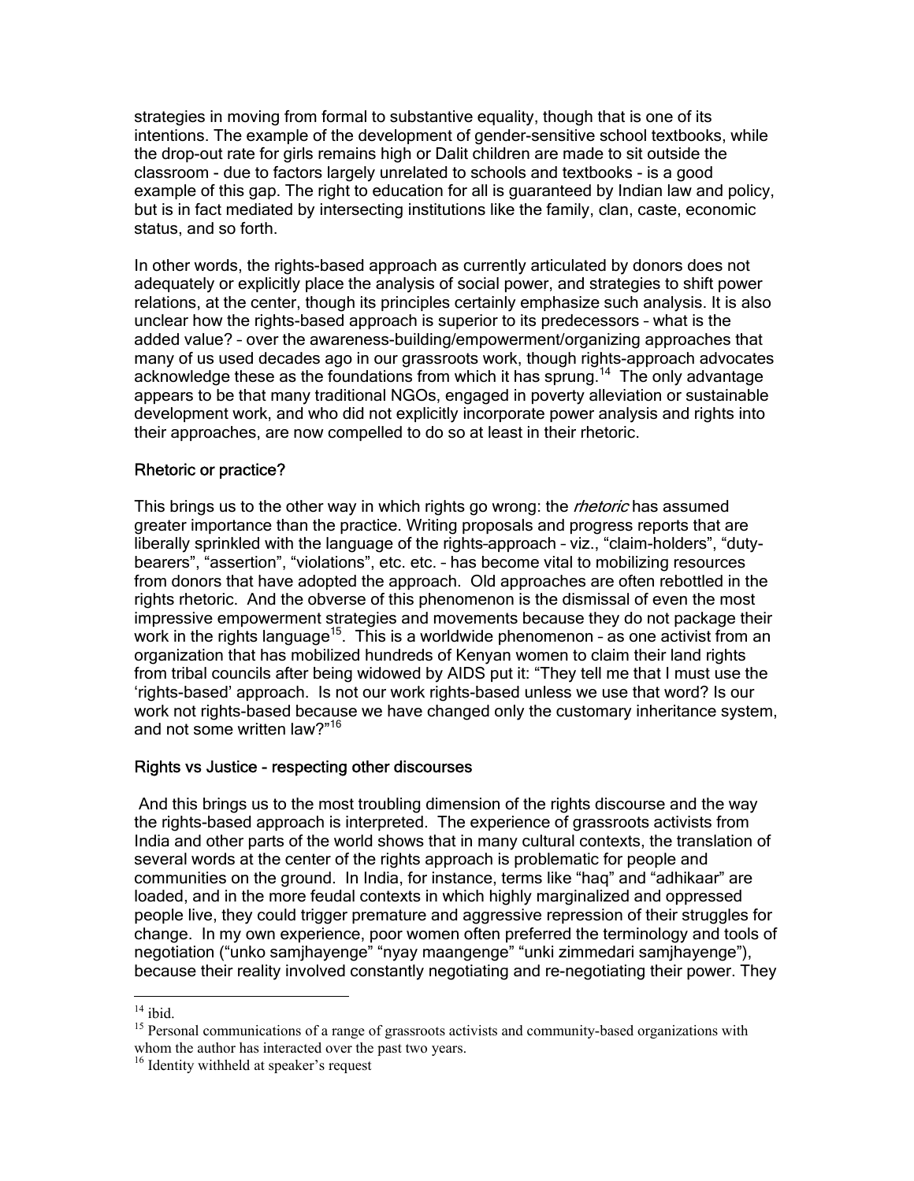strategies in moving from formal to substantive equality, though that is one of its intentions. The example of the development of gender-sensitive school textbooks, while the drop-out rate for girls remains high or Dalit children are made to sit outside the classroom – due to factors largely unrelated to schools and textbooks – is a good example of this gap. The right to education for all is guaranteed by Indian law and policy, but is in fact mediated by intersecting institutions like the family, clan, caste, economic status, and so forth.

In other words, the rights-based approach as currently articulated by donors does not adequately or explicitly place the analysis of social power, and strategies to shift power relations, at the center, though its principles certainly emphasize such analysis. It is also unclear how the rights-based approach is superior to its predecessors – what is the added value? – over the awareness-building/empowerment/organizing approaches that many of us used decades ago in our grassroots work, though rights-approach advocates acknowledge these as the foundations from which it has sprung.[14] The only advantage appears to be that many traditional NGOs, engaged in poverty alleviation or sustainable development work, and who did not explicitly incorporate power analysis and rights into their approaches, are now compelled to do so at least in their rhetoric.

### Rhetoric or practice?

This brings us to the other way in which rights go wrong: the *rhetoric* has assumed greater importance than the practice. Writing proposals and progress reports that are liberally sprinkled with the language of the rights-approach – viz., "claim-holders", "duty-bearers", "assertion", "violations", etc. etc. – has become vital to mobilizing resources from donors that have adopted the approach. Old approaches are often rebottled in the rights rhetoric. And the obverse of this phenomenon is the dismissal of even the most impressive empowerment strategies and movements because they do not package their work in the rights language[15]. This is a worldwide phenomenon – as one activist from an organization that has mobilized hundreds of Kenyan women to claim their land rights from tribal councils after being widowed by AIDS put it: "They tell me that I must use the 'rights-based' approach. Is not our work rights-based unless we use that word? Is our work not rights-based because we have changed only the customary inheritance system, and not some written law?"[16]

### Rights vs Justice – respecting other discourses

And this brings us to the most troubling dimension of the rights discourse and the way the rights-based approach is interpreted. The experience of grassroots activists from India and other parts of the world shows that in many cultural contexts, the translation of several words at the center of the rights approach is problematic for people and communities on the ground. In India, for instance, terms like "haq" and "adhikaar" are loaded, and in the more feudal contexts in which highly marginalized and oppressed people live, they could trigger premature and aggressive repression of their struggles for change. In my own experience, poor women often preferred the terminology and tools of negotiation ("unko samjhayenge" "nyay maangenge" "unki zimmedari samjhayenge"), because their reality involved constantly negotiating and re-negotiating their power. They

---

[14] ibid.

[15] Personal communications of a range of grassroots activists and community-based organizations with whom the author has interacted over the past two years.

[16] Identity withheld at speaker's request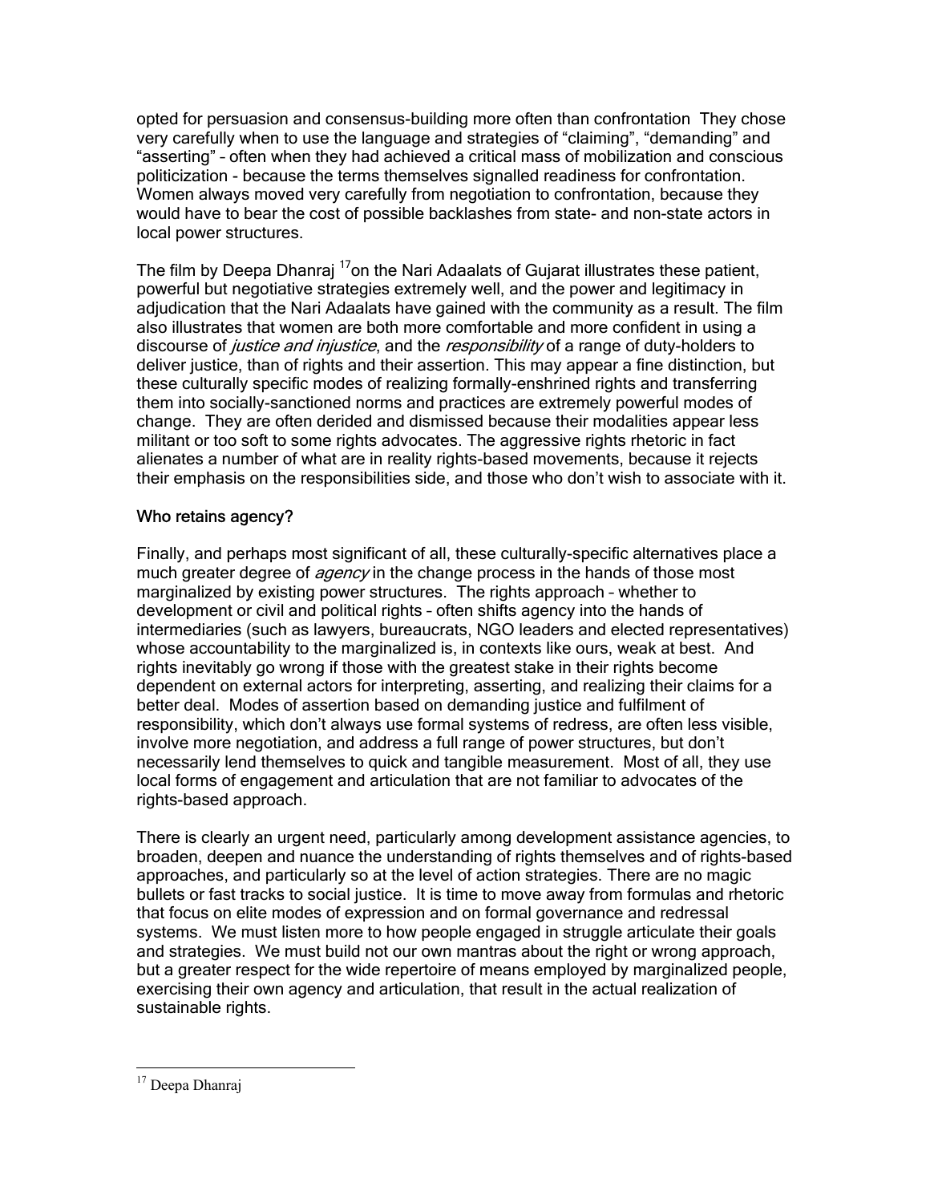opted for persuasion and consensus-building more often than confrontation  They chose very carefully when to use the language and strategies of "claiming", "demanding" and "asserting" – often when they had achieved a critical mass of mobilization and conscious politicization - because the terms themselves signalled readiness for confrontation. Women always moved very carefully from negotiation to confrontation, because they would have to bear the cost of possible backlashes from state- and non-state actors in local power structures.

The film by Deepa Dhanraj [17] on the Nari Adaalats of Gujarat illustrates these patient, powerful but negotiative strategies extremely well, and the power and legitimacy in adjudication that the Nari Adaalats have gained with the community as a result. The film also illustrates that women are both more comfortable and more confident in using a discourse of *justice and injustice*, and the *responsibility* of a range of duty-holders to deliver justice, than of rights and their assertion. This may appear a fine distinction, but these culturally specific modes of realizing formally-enshrined rights and transferring them into socially-sanctioned norms and practices are extremely powerful modes of change.  They are often derided and dismissed because their modalities appear less militant or too soft to some rights advocates. The aggressive rights rhetoric in fact alienates a number of what are in reality rights-based movements, because it rejects their emphasis on the responsibilities side, and those who don't wish to associate with it.

## Who retains agency?

Finally, and perhaps most significant of all, these culturally-specific alternatives place a much greater degree of *agency* in the change process in the hands of those most marginalized by existing power structures.  The rights approach – whether to development or civil and political rights – often shifts agency into the hands of intermediaries (such as lawyers, bureaucrats, NGO leaders and elected representatives) whose accountability to the marginalized is, in contexts like ours, weak at best.  And rights inevitably go wrong if those with the greatest stake in their rights become dependent on external actors for interpreting, asserting, and realizing their claims for a better deal.  Modes of assertion based on demanding justice and fulfilment of responsibility, which don't always use formal systems of redress, are often less visible, involve more negotiation, and address a full range of power structures, but don't necessarily lend themselves to quick and tangible measurement.  Most of all, they use local forms of engagement and articulation that are not familiar to advocates of the rights-based approach.

There is clearly an urgent need, particularly among development assistance agencies, to broaden, deepen and nuance the understanding of rights themselves and of rights-based approaches, and particularly so at the level of action strategies. There are no magic bullets or fast tracks to social justice.  It is time to move away from formulas and rhetoric that focus on elite modes of expression and on formal governance and redressal systems.  We must listen more to how people engaged in struggle articulate their goals and strategies.  We must build not our own mantras about the right or wrong approach, but a greater respect for the wide repertoire of means employed by marginalized people, exercising their own agency and articulation, that result in the actual realization of sustainable rights.

---

[17] Deepa Dhanraj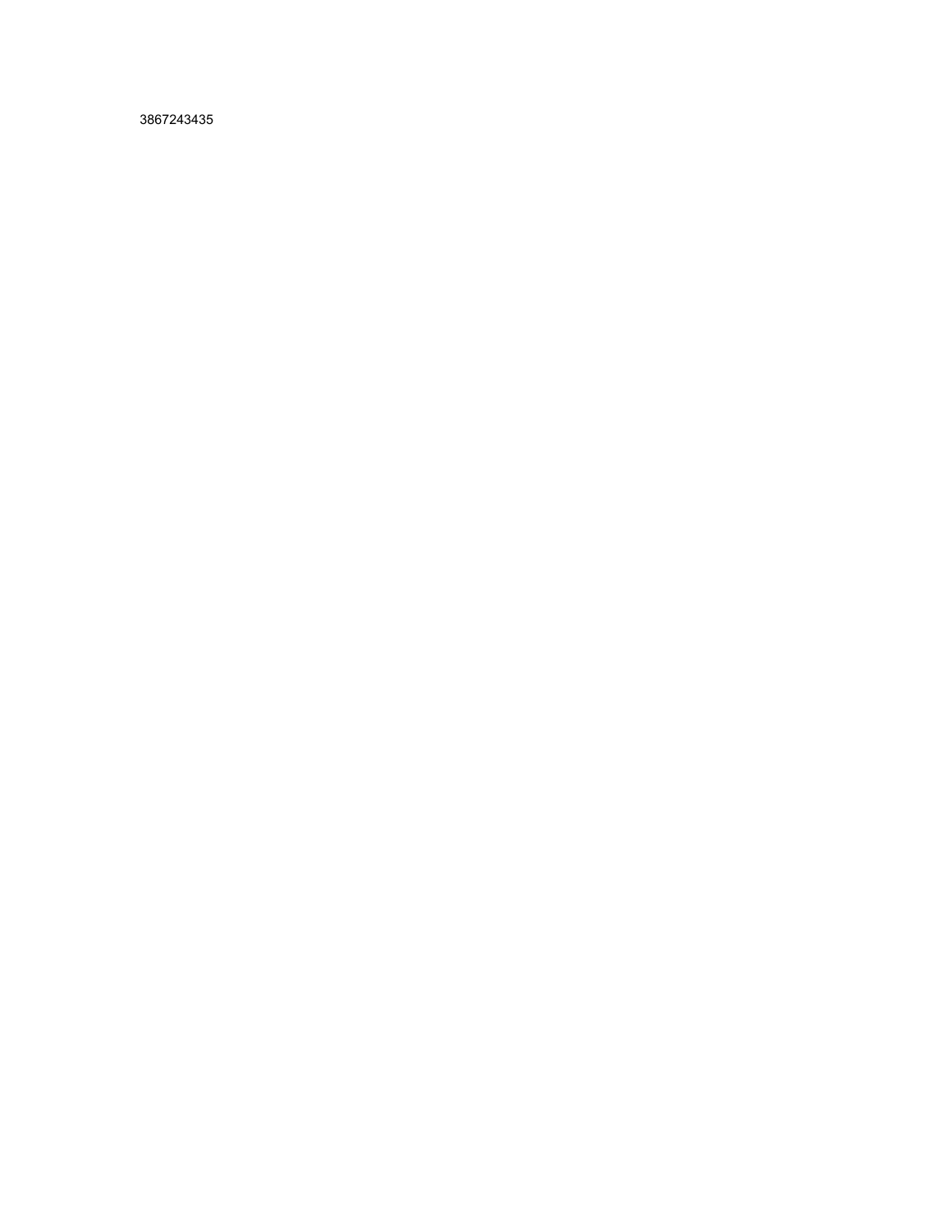3867243435